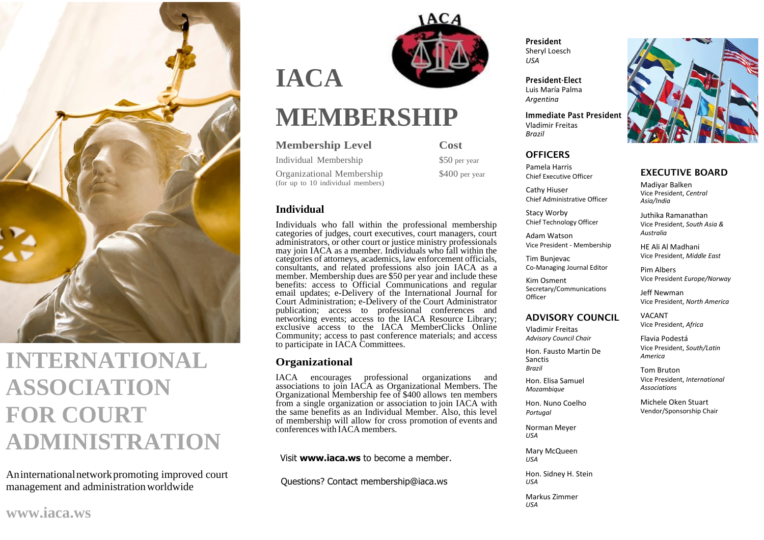# INTERNATIONAL ASSOCIATION FOR COURT ADMINISTRATION

An international network promoting improved court management and administration worldwide

www.iaca.ws

# IACA MEMBERSHIP

| Membership Level | Cost |
|---|---|
| Individual Membership | $50 per year |
| Organizational Membership (for up to 10 individual members) | $400 per year |

## Individual

Individuals who fall within the professional membership categories of judges, court executives, court managers, court administrators, or other court or justice ministry professionals may join IACA as a member. Individuals who fall within the categories of attorneys, academics, law enforcement officials, consultants, and related professions also join IACA as a member. Membership dues are $50 per year and include these benefits: access to Official Communications and regular email updates; e-Delivery of the International Journal for Court Administration; e-Delivery of the Court Administrator publication; access to professional conferences and networking events; access to the IACA Resource Library; exclusive access to the IACA MemberClicks Online Community; access to past conference materials; and access to participate in IACA Committees.

## Organizational

IACA encourages professional organizations and associations to join IACA as Organizational Members. The Organizational Membership fee of $400 allows ten members from a single organization or association to join IACA with the same benefits as an Individual Member. Also, this level of membership will allow for cross promotion of events and conferences with IACA members.

Visit **www.iaca.ws** to become a member.

Questions? Contact membership@iaca.ws

**President**
Sheryl Loesch
*USA*

**President-Elect**
Luis María Palma
*Argentina*

**Immediate Past President**
Vladimir Freitas
*Brazil*

## OFFICERS

Pamela Harris
Chief Executive Officer

Cathy Hiuser
Chief Administrative Officer

Stacy Worby
Chief Technology Officer

Adam Watson
Vice President - Membership

Tim Bunjevac
Co-Managing Journal Editor

Kim Osment
Secretary/Communications Officer

## ADVISORY COUNCIL

Vladimir Freitas
*Advisory Council Chair*

Hon. Fausto Martin De Sanctis
*Brazil*

Hon. Elisa Samuel
*Mozambique*

Hon. Nuno Coelho
*Portugal*

Norman Meyer
*USA*

Mary McQueen
*USA*

Hon. Sidney H. Stein
*USA*

Markus Zimmer
*USA*

## EXECUTIVE BOARD

Madiyar Balken
Vice President, *Central Asia/India*

Juthika Ramanathan
Vice President, *South Asia & Australia*

HE Ali Al Madhani
Vice President, *Middle East*

Pim Albers
Vice President *Europe/Norway*

Jeff Newman
Vice President, *North America*

VACANT
Vice President, *Africa*

Flavia Podestá
Vice President, *South/Latin America*

Tom Bruton
Vice President, *International Associations*

Michele Oken Stuart
Vendor/Sponsorship Chair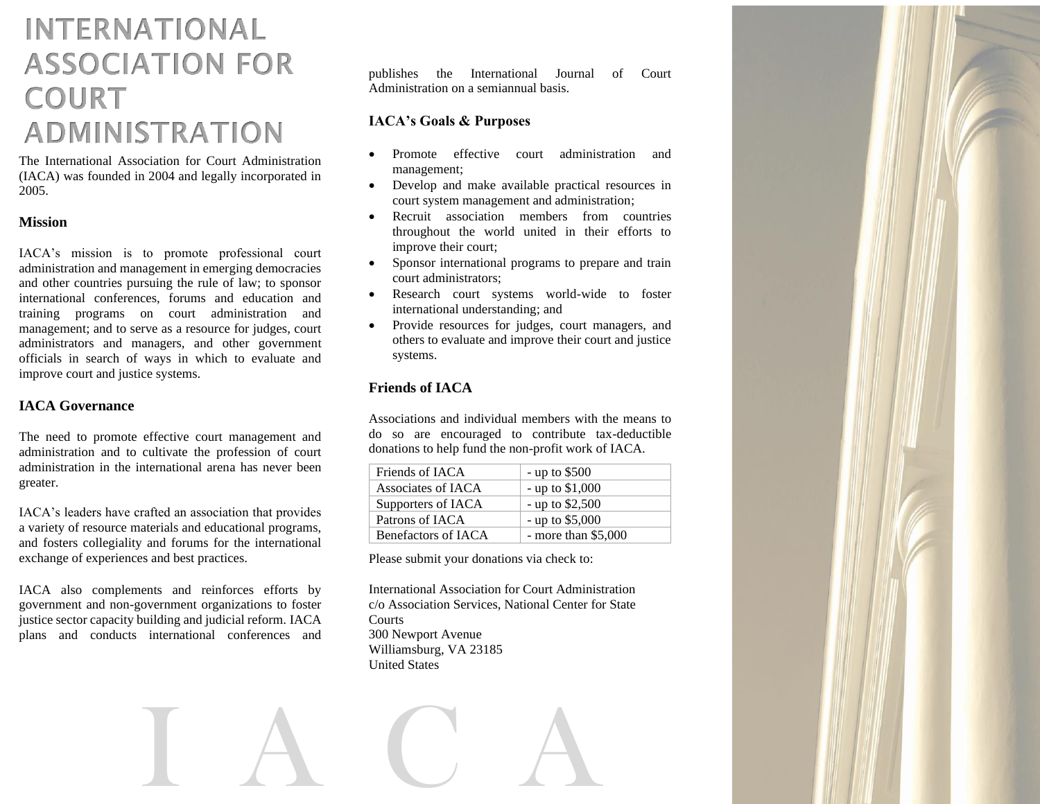# INTERNATIONAL ASSOCIATION FOR COURT ADMINISTRATION

The International Association for Court Administration (IACA) was founded in 2004 and legally incorporated in 2005.

## Mission

IACA's mission is to promote professional court administration and management in emerging democracies and other countries pursuing the rule of law; to sponsor international conferences, forums and education and training programs on court administration and management; and to serve as a resource for judges, court administrators and managers, and other government officials in search of ways in which to evaluate and improve court and justice systems.

## IACA Governance

The need to promote effective court management and administration and to cultivate the profession of court administration in the international arena has never been greater.

IACA's leaders have crafted an association that provides a variety of resource materials and educational programs, and fosters collegiality and forums for the international exchange of experiences and best practices.

IACA also complements and reinforces efforts by government and non-government organizations to foster justice sector capacity building and judicial reform. IACA plans and conducts international conferences and publishes the International Journal of Court Administration on a semiannual basis.

## IACA's Goals & Purposes

- Promote effective court administration and management;
- Develop and make available practical resources in court system management and administration;
- Recruit association members from countries throughout the world united in their efforts to improve their court;
- Sponsor international programs to prepare and train court administrators;
- Research court systems world-wide to foster international understanding; and
- Provide resources for judges, court managers, and others to evaluate and improve their court and justice systems.

## Friends of IACA

Associations and individual members with the means to do so are encouraged to contribute tax-deductible donations to help fund the non-profit work of IACA.

| | |
|---|---|
| Friends of IACA | - up to $500 |
| Associates of IACA | - up to $1,000 |
| Supporters of IACA | - up to $2,500 |
| Patrons of IACA | - up to $5,000 |
| Benefactors of IACA | - more than $5,000 |

Please submit your donations via check to:

International Association for Court Administration
c/o Association Services, National Center for State Courts
300 Newport Avenue
Williamsburg, VA 23185
United States

I A C A